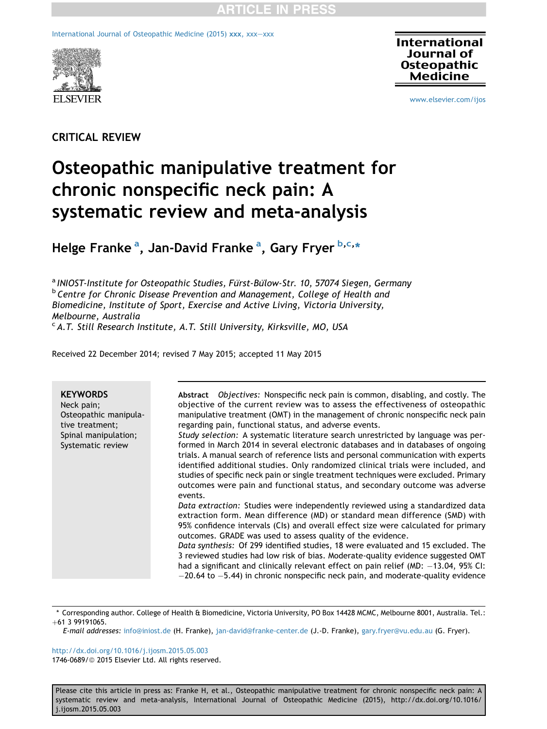CRITICAL REVIEW

# Osteopathic manipulative treatment for chronic nonspecific neck pain: A systematic review and meta-analysis

**Helge Franke [a], Jan-David Franke [a], Gary Fryer [b,c,*]**

[a] *INIOST-Institute for Osteopathic Studies, Fürst-Bülow-Str. 10, 57074 Siegen, Germany*
[b] *Centre for Chronic Disease Prevention and Management, College of Health and Biomedicine, Institute of Sport, Exercise and Active Living, Victoria University, Melbourne, Australia*
[c] *A.T. Still Research Institute, A.T. Still University, Kirksville, MO, USA*

Received 22 December 2014; revised 7 May 2015; accepted 11 May 2015

**KEYWORDS**
Neck pain;
Osteopathic manipulative treatment;
Spinal manipulation;
Systematic review

**Abstract** *Objectives:* Nonspecific neck pain is common, disabling, and costly. The objective of the current review was to assess the effectiveness of osteopathic manipulative treatment (OMT) in the management of chronic nonspecific neck pain regarding pain, functional status, and adverse events.

*Study selection:* A systematic literature search unrestricted by language was performed in March 2014 in several electronic databases and in databases of ongoing trials. A manual search of reference lists and personal communication with experts identified additional studies. Only randomized clinical trials were included, and studies of specific neck pain or single treatment techniques were excluded. Primary outcomes were pain and functional status, and secondary outcome was adverse events.

*Data extraction:* Studies were independently reviewed using a standardized data extraction form. Mean difference (MD) or standard mean difference (SMD) with 95% confidence intervals (CIs) and overall effect size were calculated for primary outcomes. GRADE was used to assess quality of the evidence.

*Data synthesis:* Of 299 identified studies, 18 were evaluated and 15 excluded. The 3 reviewed studies had low risk of bias. Moderate-quality evidence suggested OMT had a significant and clinically relevant effect on pain relief (MD: −13.04, 95% CI: −20.64 to −5.44) in chronic nonspecific neck pain, and moderate-quality evidence

\* Corresponding author. College of Health & Biomedicine, Victoria University, PO Box 14428 MCMC, Melbourne 8001, Australia. Tel.: +61 3 99191065.

*E-mail addresses:* info@iniost.de (H. Franke), jan-david@franke-center.de (J.-D. Franke), gary.fryer@vu.edu.au (G. Fryer).

http://dx.doi.org/10.1016/j.ijosm.2015.05.003
1746-0689/© 2015 Elsevier Ltd. All rights reserved.

Please cite this article in press as: Franke H, et al., Osteopathic manipulative treatment for chronic nonspecific neck pain: A systematic review and meta-analysis, International Journal of Osteopathic Medicine (2015), http://dx.doi.org/10.1016/j.ijosm.2015.05.003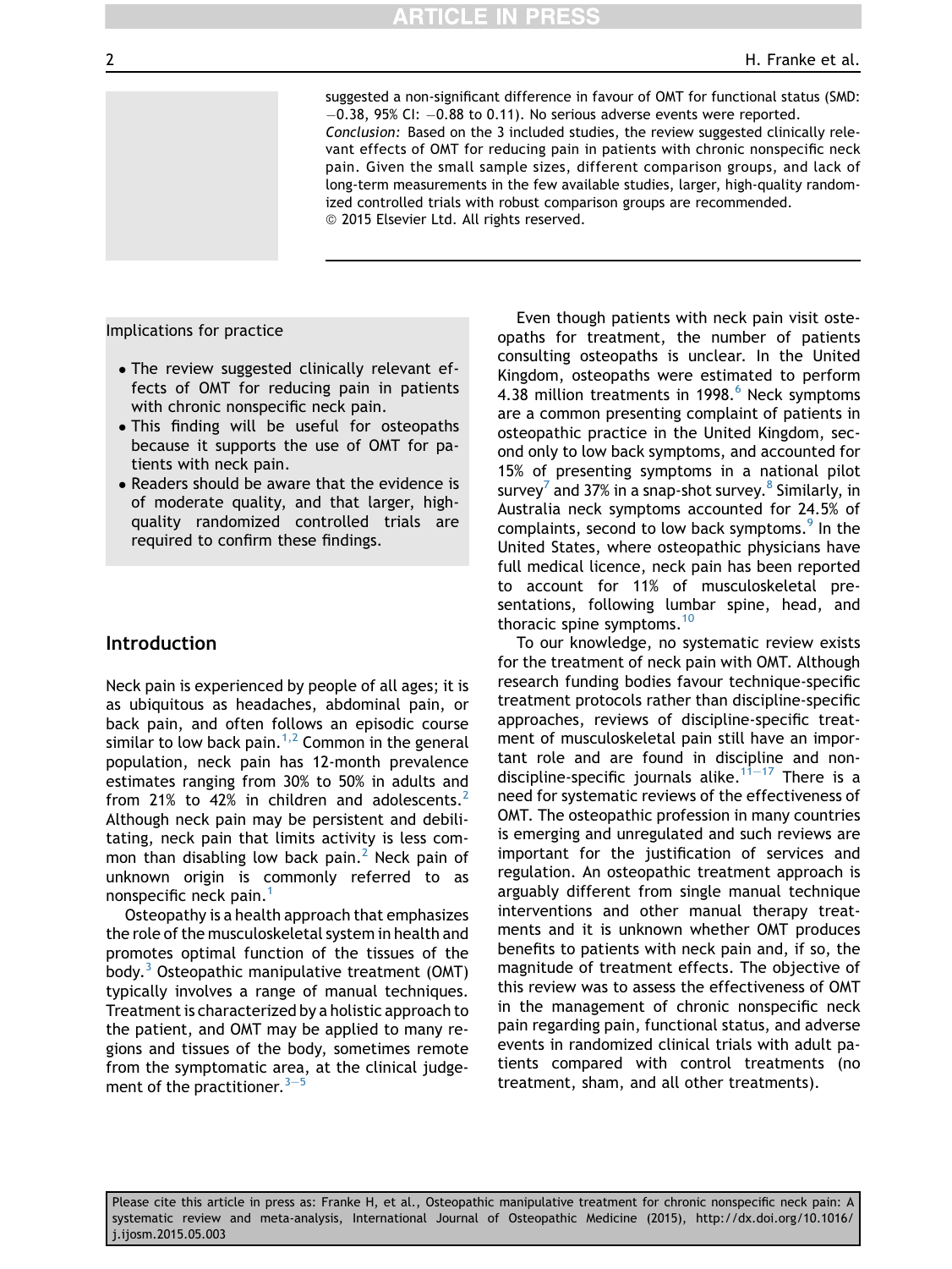suggested a non-significant difference in favour of OMT for functional status (SMD: −0.38, 95% CI: −0.88 to 0.11). No serious adverse events were reported.

*Conclusion:* Based on the 3 included studies, the review suggested clinically relevant effects of OMT for reducing pain in patients with chronic nonspecific neck pain. Given the small sample sizes, different comparison groups, and lack of long-term measurements in the few available studies, larger, high-quality randomized controlled trials with robust comparison groups are recommended.

© 2015 Elsevier Ltd. All rights reserved.

Implications for practice

- The review suggested clinically relevant effects of OMT for reducing pain in patients with chronic nonspecific neck pain.
- This finding will be useful for osteopaths because it supports the use of OMT for patients with neck pain.
- Readers should be aware that the evidence is of moderate quality, and that larger, high-quality randomized controlled trials are required to confirm these findings.

## Introduction

Neck pain is experienced by people of all ages; it is as ubiquitous as headaches, abdominal pain, or back pain, and often follows an episodic course similar to low back pain.[1,2] Common in the general population, neck pain has 12-month prevalence estimates ranging from 30% to 50% in adults and from 21% to 42% in children and adolescents.[2] Although neck pain may be persistent and debilitating, neck pain that limits activity is less common than disabling low back pain.[2] Neck pain of unknown origin is commonly referred to as nonspecific neck pain.[1]

Osteopathy is a health approach that emphasizes the role of the musculoskeletal system in health and promotes optimal function of the tissues of the body.[3] Osteopathic manipulative treatment (OMT) typically involves a range of manual techniques. Treatment is characterized by a holistic approach to the patient, and OMT may be applied to many regions and tissues of the body, sometimes remote from the symptomatic area, at the clinical judgement of the practitioner.[3–5]

Even though patients with neck pain visit osteopaths for treatment, the number of patients consulting osteopaths is unclear. In the United Kingdom, osteopaths were estimated to perform 4.38 million treatments in 1998.[6] Neck symptoms are a common presenting complaint of patients in osteopathic practice in the United Kingdom, second only to low back symptoms, and accounted for 15% of presenting symptoms in a national pilot survey[7] and 37% in a snap-shot survey.[8] Similarly, in Australia neck symptoms accounted for 24.5% of complaints, second to low back symptoms.[9] In the United States, where osteopathic physicians have full medical licence, neck pain has been reported to account for 11% of musculoskeletal presentations, following lumbar spine, head, and thoracic spine symptoms.[10]

To our knowledge, no systematic review exists for the treatment of neck pain with OMT. Although research funding bodies favour technique-specific treatment protocols rather than discipline-specific approaches, reviews of discipline-specific treatment of musculoskeletal pain still have an important role and are found in discipline and non-discipline-specific journals alike.[11–17] There is a need for systematic reviews of the effectiveness of OMT. The osteopathic profession in many countries is emerging and unregulated and such reviews are important for the justification of services and regulation. An osteopathic treatment approach is arguably different from single manual technique interventions and other manual therapy treatments and it is unknown whether OMT produces benefits to patients with neck pain and, if so, the magnitude of treatment effects. The objective of this review was to assess the effectiveness of OMT in the management of chronic nonspecific neck pain regarding pain, functional status, and adverse events in randomized clinical trials with adult patients compared with control treatments (no treatment, sham, and all other treatments).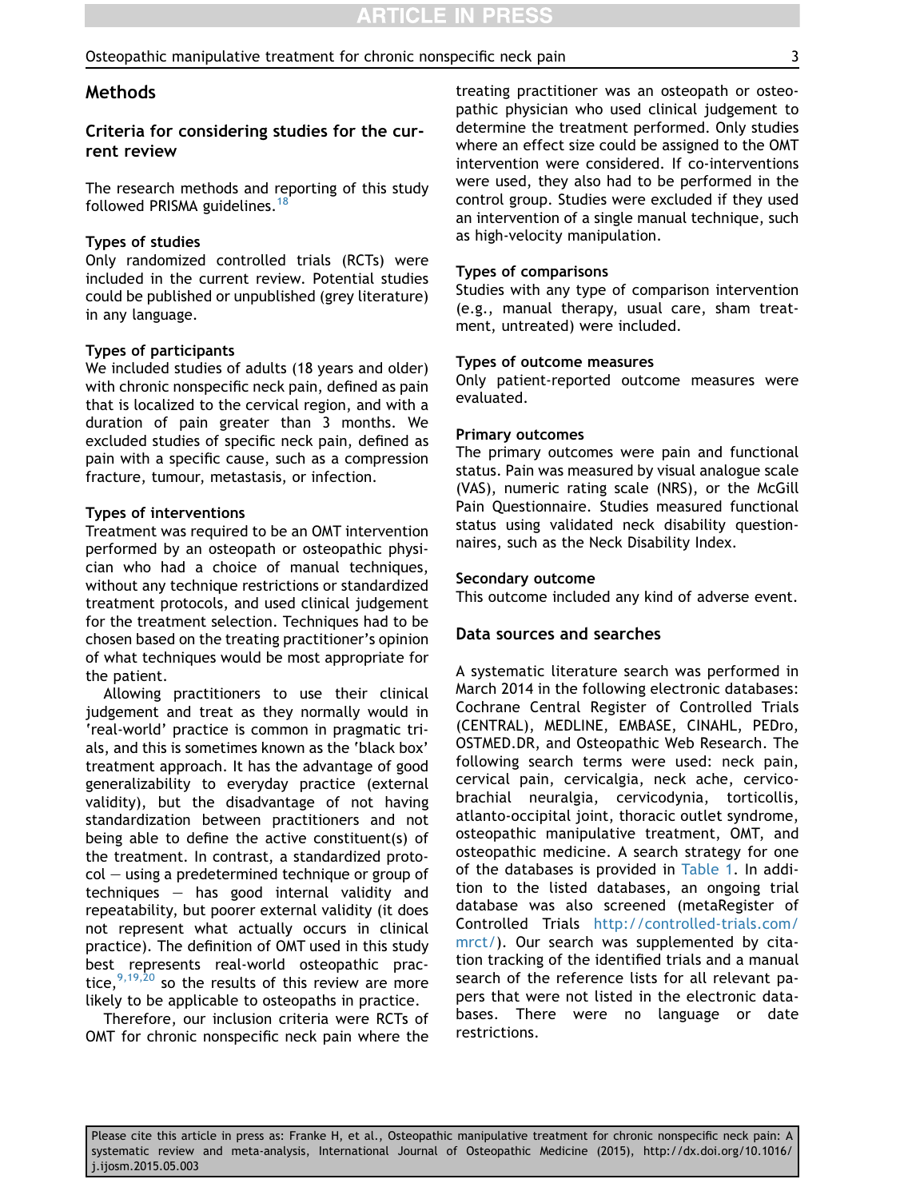## Methods

### Criteria for considering studies for the current review

The research methods and reporting of this study followed PRISMA guidelines.[18]

#### Types of studies

Only randomized controlled trials (RCTs) were included in the current review. Potential studies could be published or unpublished (grey literature) in any language.

#### Types of participants

We included studies of adults (18 years and older) with chronic nonspecific neck pain, defined as pain that is localized to the cervical region, and with a duration of pain greater than 3 months. We excluded studies of specific neck pain, defined as pain with a specific cause, such as a compression fracture, tumour, metastasis, or infection.

#### Types of interventions

Treatment was required to be an OMT intervention performed by an osteopath or osteopathic physician who had a choice of manual techniques, without any technique restrictions or standardized treatment protocols, and used clinical judgement for the treatment selection. Techniques had to be chosen based on the treating practitioner's opinion of what techniques would be most appropriate for the patient.

Allowing practitioners to use their clinical judgement and treat as they normally would in 'real-world' practice is common in pragmatic trials, and this is sometimes known as the 'black box' treatment approach. It has the advantage of good generalizability to everyday practice (external validity), but the disadvantage of not having standardization between practitioners and not being able to define the active constituent(s) of the treatment. In contrast, a standardized protocol — using a predetermined technique or group of techniques — has good internal validity and repeatability, but poorer external validity (it does not represent what actually occurs in clinical practice). The definition of OMT used in this study best represents real-world osteopathic practice,[9,19,20] so the results of this review are more likely to be applicable to osteopaths in practice.

Therefore, our inclusion criteria were RCTs of OMT for chronic nonspecific neck pain where the treating practitioner was an osteopath or osteopathic physician who used clinical judgement to determine the treatment performed. Only studies where an effect size could be assigned to the OMT intervention were considered. If co-interventions were used, they also had to be performed in the control group. Studies were excluded if they used an intervention of a single manual technique, such as high-velocity manipulation.

#### Types of comparisons

Studies with any type of comparison intervention (e.g., manual therapy, usual care, sham treatment, untreated) were included.

#### Types of outcome measures

Only patient-reported outcome measures were evaluated.

#### Primary outcomes

The primary outcomes were pain and functional status. Pain was measured by visual analogue scale (VAS), numeric rating scale (NRS), or the McGill Pain Questionnaire. Studies measured functional status using validated neck disability questionnaires, such as the Neck Disability Index.

#### Secondary outcome

This outcome included any kind of adverse event.

### Data sources and searches

A systematic literature search was performed in March 2014 in the following electronic databases: Cochrane Central Register of Controlled Trials (CENTRAL), MEDLINE, EMBASE, CINAHL, PEDro, OSTMED.DR, and Osteopathic Web Research. The following search terms were used: neck pain, cervical pain, cervicalgia, neck ache, cervicobrachial neuralgia, cervicodynia, torticollis, atlanto-occipital joint, thoracic outlet syndrome, osteopathic manipulative treatment, OMT, and osteopathic medicine. A search strategy for one of the databases is provided in Table 1. In addition to the listed databases, an ongoing trial database was also screened (metaRegister of Controlled Trials http://controlled-trials.com/mrct/). Our search was supplemented by citation tracking of the identified trials and a manual search of the reference lists for all relevant papers that were not listed in the electronic databases. There were no language or date restrictions.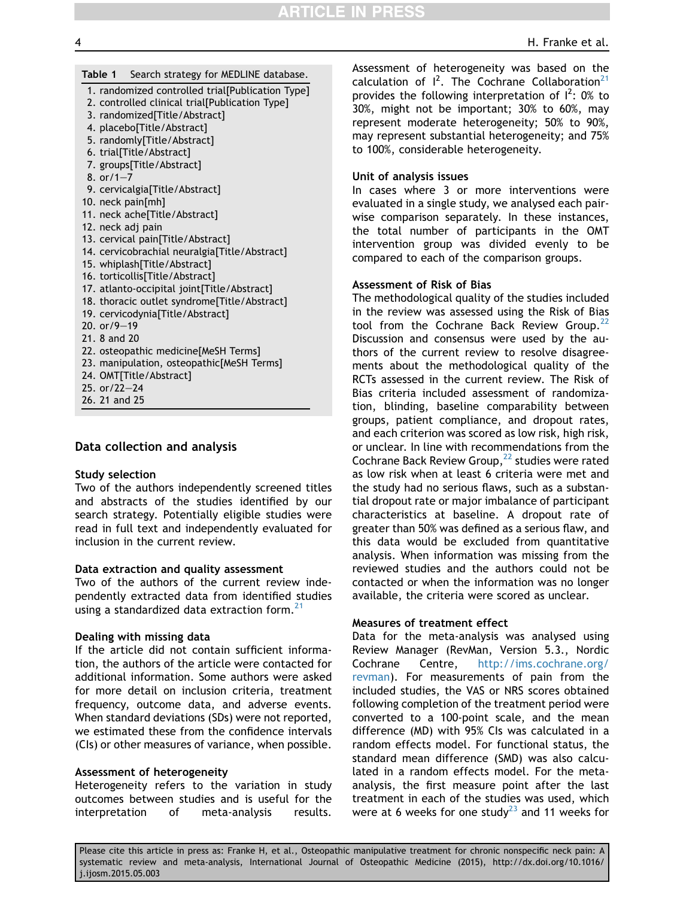**Table 1** Search strategy for MEDLINE database.

1. randomized controlled trial[Publication Type]
2. controlled clinical trial[Publication Type]
3. randomized[Title/Abstract]
4. placebo[Title/Abstract]
5. randomly[Title/Abstract]
6. trial[Title/Abstract]
7. groups[Title/Abstract]
8. or/1–7
9. cervicalgia[Title/Abstract]
10. neck pain[mh]
11. neck ache[Title/Abstract]
12. neck adj pain
13. cervical pain[Title/Abstract]
14. cervicobrachial neuralgia[Title/Abstract]
15. whiplash[Title/Abstract]
16. torticollis[Title/Abstract]
17. atlanto-occipital joint[Title/Abstract]
18. thoracic outlet syndrome[Title/Abstract]
19. cervicodynia[Title/Abstract]
20. or/9–19
21. 8 and 20
22. osteopathic medicine[MeSH Terms]
23. manipulation, osteopathic[MeSH Terms]
24. OMT[Title/Abstract]
25. or/22–24
26. 21 and 25

## Data collection and analysis

### Study selection

Two of the authors independently screened titles and abstracts of the studies identified by our search strategy. Potentially eligible studies were read in full text and independently evaluated for inclusion in the current review.

### Data extraction and quality assessment

Two of the authors of the current review independently extracted data from identified studies using a standardized data extraction form.[21]

### Dealing with missing data

If the article did not contain sufficient information, the authors of the article were contacted for additional information. Some authors were asked for more detail on inclusion criteria, treatment frequency, outcome data, and adverse events. When standard deviations (SDs) were not reported, we estimated these from the confidence intervals (CIs) or other measures of variance, when possible.

### Assessment of heterogeneity

Heterogeneity refers to the variation in study outcomes between studies and is useful for the interpretation of meta-analysis results. Assessment of heterogeneity was based on the calculation of $I^2$. The Cochrane Collaboration[21] provides the following interpretation of $I^2$: 0% to 30%, might not be important; 30% to 60%, may represent moderate heterogeneity; 50% to 90%, may represent substantial heterogeneity; and 75% to 100%, considerable heterogeneity.

### Unit of analysis issues

In cases where 3 or more interventions were evaluated in a single study, we analysed each pairwise comparison separately. In these instances, the total number of participants in the OMT intervention group was divided evenly to be compared to each of the comparison groups.

### Assessment of Risk of Bias

The methodological quality of the studies included in the review was assessed using the Risk of Bias tool from the Cochrane Back Review Group.[22] Discussion and consensus were used by the authors of the current review to resolve disagreements about the methodological quality of the RCTs assessed in the current review. The Risk of Bias criteria included assessment of randomization, blinding, baseline comparability between groups, patient compliance, and dropout rates, and each criterion was scored as low risk, high risk, or unclear. In line with recommendations from the Cochrane Back Review Group,[22] studies were rated as low risk when at least 6 criteria were met and the study had no serious flaws, such as a substantial dropout rate or major imbalance of participant characteristics at baseline. A dropout rate of greater than 50% was defined as a serious flaw, and this data would be excluded from quantitative analysis. When information was missing from the reviewed studies and the authors could not be contacted or when the information was no longer available, the criteria were scored as unclear.

### Measures of treatment effect

Data for the meta-analysis was analysed using Review Manager (RevMan, Version 5.3., Nordic Cochrane Centre, http://ims.cochrane.org/revman). For measurements of pain from the included studies, the VAS or NRS scores obtained following completion of the treatment period were converted to a 100-point scale, and the mean difference (MD) with 95% CIs was calculated in a random effects model. For functional status, the standard mean difference (SMD) was also calculated in a random effects model. For the meta-analysis, the first measure point after the last treatment in each of the studies was used, which were at 6 weeks for one study[23] and 11 weeks for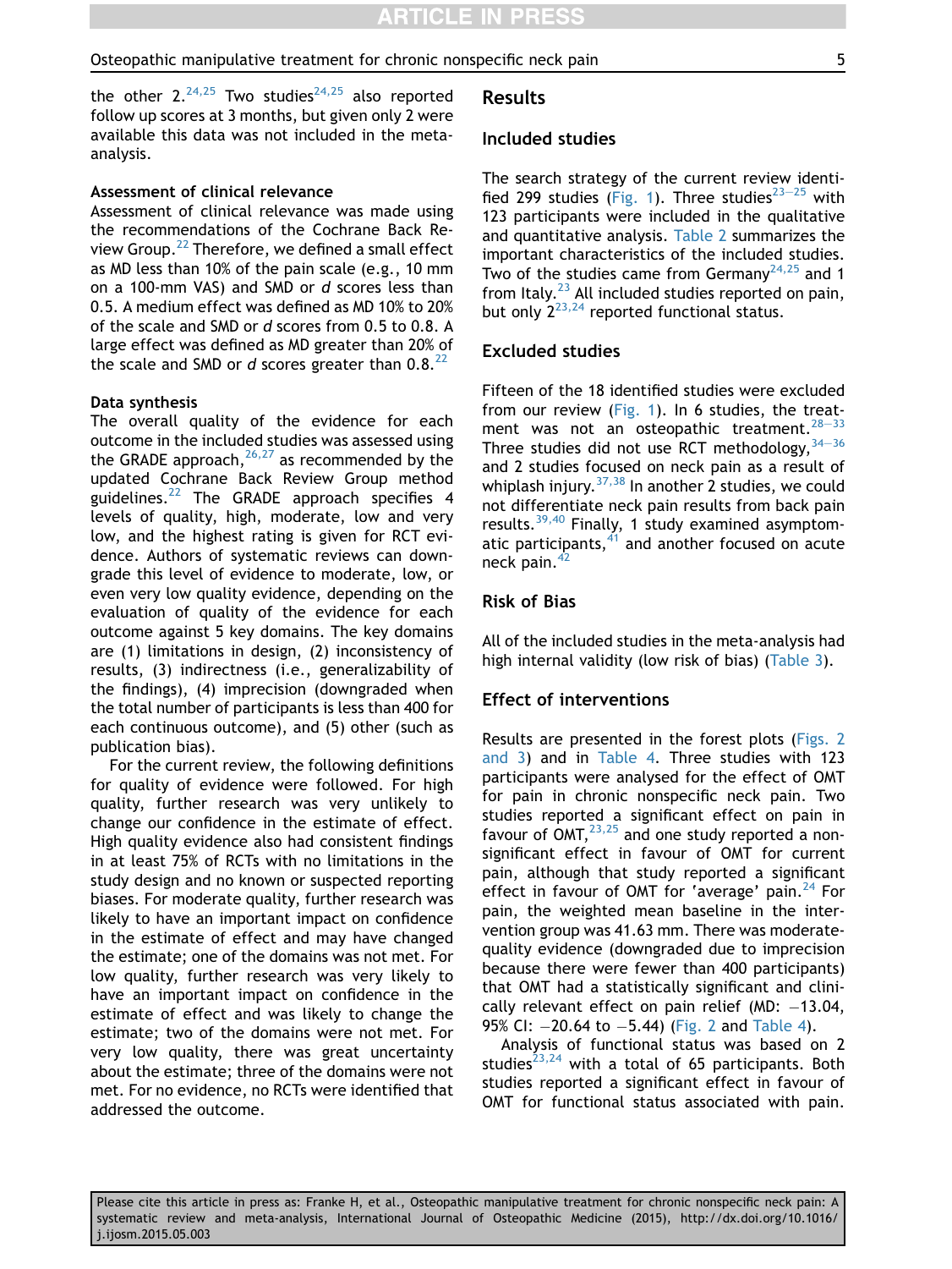the other 2.[24,25] Two studies[24,25] also reported follow up scores at 3 months, but given only 2 were available this data was not included in the meta-analysis.

### Assessment of clinical relevance

Assessment of clinical relevance was made using the recommendations of the Cochrane Back Review Group.[22] Therefore, we defined a small effect as MD less than 10% of the pain scale (e.g., 10 mm on a 100-mm VAS) and SMD or *d* scores less than 0.5. A medium effect was defined as MD 10% to 20% of the scale and SMD or *d* scores from 0.5 to 0.8. A large effect was defined as MD greater than 20% of the scale and SMD or *d* scores greater than 0.8.[22]

### Data synthesis

The overall quality of the evidence for each outcome in the included studies was assessed using the GRADE approach,[26,27] as recommended by the updated Cochrane Back Review Group method guidelines.[22] The GRADE approach specifies 4 levels of quality, high, moderate, low and very low, and the highest rating is given for RCT evidence. Authors of systematic reviews can downgrade this level of evidence to moderate, low, or even very low quality evidence, depending on the evaluation of quality of the evidence for each outcome against 5 key domains. The key domains are (1) limitations in design, (2) inconsistency of results, (3) indirectness (i.e., generalizability of the findings), (4) imprecision (downgraded when the total number of participants is less than 400 for each continuous outcome), and (5) other (such as publication bias).

For the current review, the following definitions for quality of evidence were followed. For high quality, further research was very unlikely to change our confidence in the estimate of effect. High quality evidence also had consistent findings in at least 75% of RCTs with no limitations in the study design and no known or suspected reporting biases. For moderate quality, further research was likely to have an important impact on confidence in the estimate of effect and may have changed the estimate; one of the domains was not met. For low quality, further research was very likely to have an important impact on confidence in the estimate of effect and was likely to change the estimate; two of the domains were not met. For very low quality, there was great uncertainty about the estimate; three of the domains were not met. For no evidence, no RCTs were identified that addressed the outcome.

## Results

### Included studies

The search strategy of the current review identified 299 studies (Fig. 1). Three studies[23–25] with 123 participants were included in the qualitative and quantitative analysis. Table 2 summarizes the important characteristics of the included studies. Two of the studies came from Germany[24,25] and 1 from Italy.[23] All included studies reported on pain, but only 2[23,24] reported functional status.

### Excluded studies

Fifteen of the 18 identified studies were excluded from our review (Fig. 1). In 6 studies, the treatment was not an osteopathic treatment.[28–33] Three studies did not use RCT methodology,[34–36] and 2 studies focused on neck pain as a result of whiplash injury.[37,38] In another 2 studies, we could not differentiate neck pain results from back pain results.[39,40] Finally, 1 study examined asymptomatic participants,[41] and another focused on acute neck pain.[42]

### Risk of Bias

All of the included studies in the meta-analysis had high internal validity (low risk of bias) (Table 3).

### Effect of interventions

Results are presented in the forest plots (Figs. 2 and 3) and in Table 4. Three studies with 123 participants were analysed for the effect of OMT for pain in chronic nonspecific neck pain. Two studies reported a significant effect on pain in favour of OMT,[23,25] and one study reported a non-significant effect in favour of OMT for current pain, although that study reported a significant effect in favour of OMT for 'average' pain.[24] For pain, the weighted mean baseline in the intervention group was 41.63 mm. There was moderate-quality evidence (downgraded due to imprecision because there were fewer than 400 participants) that OMT had a statistically significant and clinically relevant effect on pain relief (MD: −13.04, 95% CI: −20.64 to −5.44) (Fig. 2 and Table 4).

Analysis of functional status was based on 2 studies[23,24] with a total of 65 participants. Both studies reported a significant effect in favour of OMT for functional status associated with pain.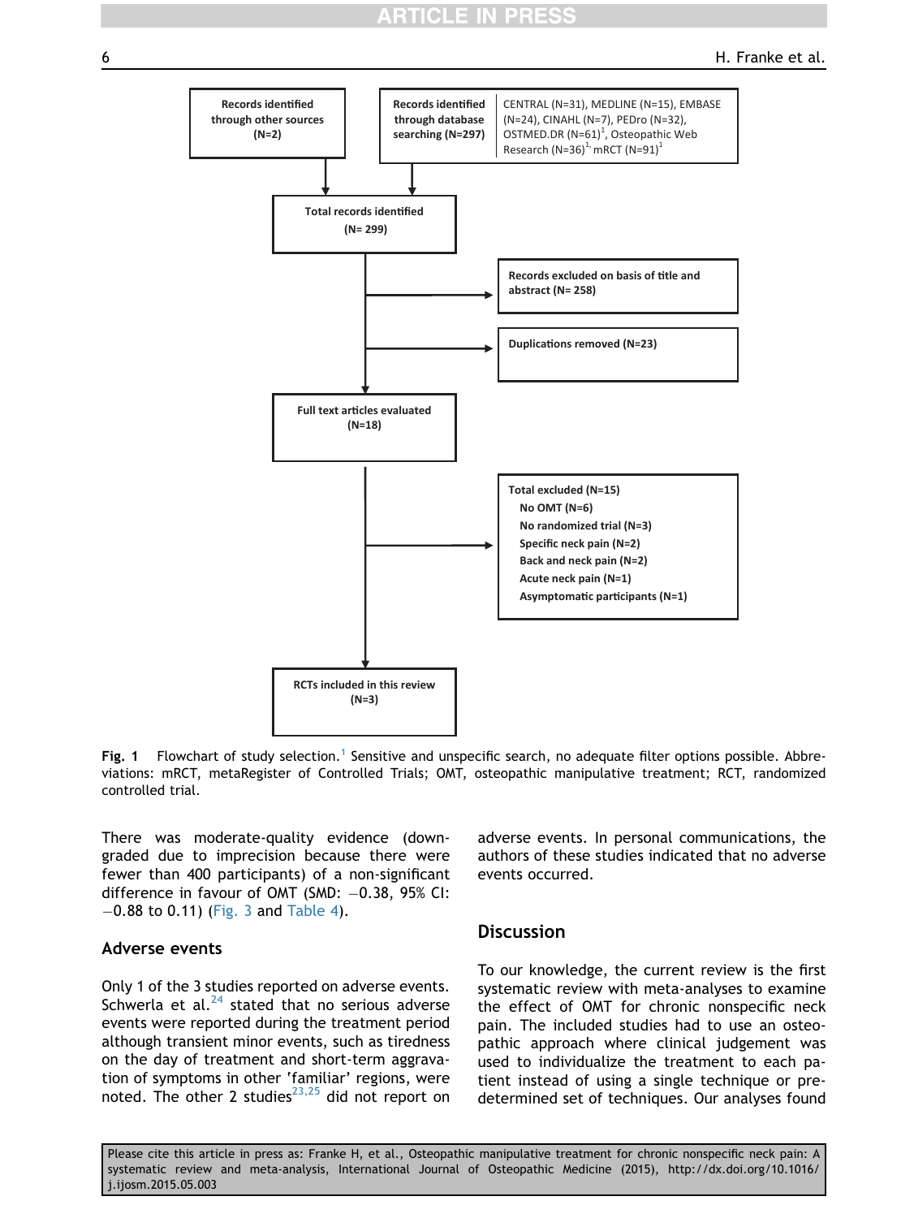Records identified through other sources (N=2)

Records identified through database searching (N=297)

CENTRAL (N=31), MEDLINE (N=15), EMBASE (N=24), CINAHL (N=7), PEDro (N=32), OSTMED.DR (N=61)[1], Osteopathic Web Research (N=36)[1], mRCT (N=91)[1]

Total records identified (N= 299)

Records excluded on basis of title and abstract (N= 258)

Duplications removed (N=23)

Full text articles evaluated (N=18)

Total excluded (N=15)
- No OMT (N=6)
- No randomized trial (N=3)
- Specific neck pain (N=2)
- Back and neck pain (N=2)
- Acute neck pain (N=1)
- Asymptomatic participants (N=1)

RCTs included in this review (N=3)

**Fig. 1** Flowchart of study selection.[1] Sensitive and unspecific search, no adequate filter options possible. Abbreviations: mRCT, metaRegister of Controlled Trials; OMT, osteopathic manipulative treatment; RCT, randomized controlled trial.

There was moderate-quality evidence (downgraded due to imprecision because there were fewer than 400 participants) of a non-significant difference in favour of OMT (SMD: −0.38, 95% CI: −0.88 to 0.11) (Fig. 3 and Table 4).

## Adverse events

Only 1 of the 3 studies reported on adverse events. Schwerla et al.[24] stated that no serious adverse events were reported during the treatment period although transient minor events, such as tiredness on the day of treatment and short-term aggravation of symptoms in other 'familiar' regions, were noted. The other 2 studies[23,25] did not report on adverse events. In personal communications, the authors of these studies indicated that no adverse events occurred.

## Discussion

To our knowledge, the current review is the first systematic review with meta-analyses to examine the effect of OMT for chronic nonspecific neck pain. The included studies had to use an osteopathic approach where clinical judgement was used to individualize the treatment to each patient instead of using a single technique or predetermined set of techniques. Our analyses found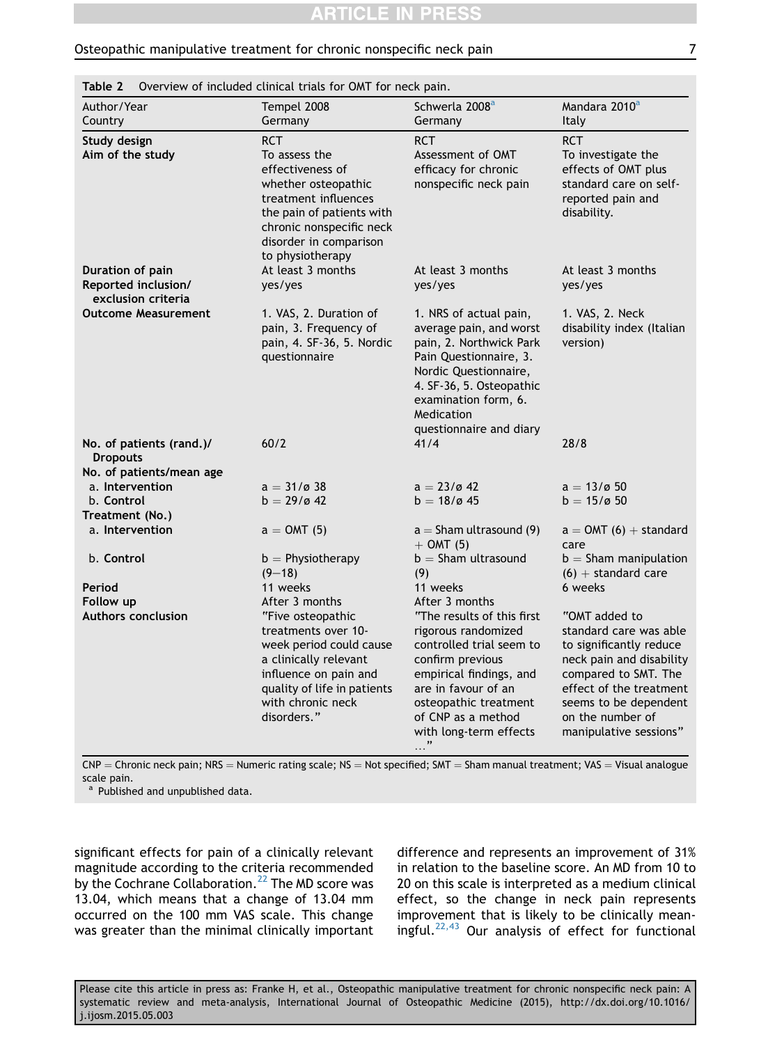**Table 2** Overview of included clinical trials for OMT for neck pain.

| Author/Year Country | Tempel 2008 Germany | Schwerla 2008[a] Germany | Mandara 2010[a] Italy |
|---|---|---|---|
| **Study design** | RCT | RCT | RCT |
| **Aim of the study** | To assess the effectiveness of whether osteopathic treatment influences the pain of patients with chronic nonspecific neck disorder in comparison to physiotherapy | Assessment of OMT efficacy for chronic nonspecific neck pain | To investigate the effects of OMT plus standard care on self-reported pain and disability. |
| **Duration of pain** | At least 3 months | At least 3 months | At least 3 months |
| **Reported inclusion/ exclusion criteria** | yes/yes | yes/yes | yes/yes |
| **Outcome Measurement** | 1. VAS, 2. Duration of pain, 3. Frequency of pain, 4. SF-36, 5. Nordic questionnaire | 1. NRS of actual pain, average pain, and worst pain, 2. Northwick Park Pain Questionnaire, 3. Nordic Questionnaire, 4. SF-36, 5. Osteopathic examination form, 6. Medication questionnaire and diary | 1. VAS, 2. Neck disability index (Italian version) |
| **No. of patients (rand.)/ Dropouts** | 60/2 | 41/4 | 28/8 |
| **No. of patients/mean age** | | | |
| a. **Intervention** | a = 31/ø 38 | a = 23/ø 42 | a = 13/ø 50 |
| b. **Control** | b = 29/ø 42 | b = 18/ø 45 | b = 15/ø 50 |
| **Treatment (No.)** | | | |
| a. **Intervention** | a = OMT (5) | a = Sham ultrasound (9) + OMT (5) | a = OMT (6) + standard care |
| b. **Control** | b = Physiotherapy (9–18) | b = Sham ultrasound (9) | b = Sham manipulation (6) + standard care |
| **Period** | 11 weeks | 11 weeks | 6 weeks |
| **Follow up** | After 3 months | After 3 months | |
| **Authors conclusion** | "Five osteopathic treatments over 10-week period could cause a clinically relevant influence on pain and quality of life in patients with chronic neck disorders." | "The results of this first rigorous randomized controlled trial seem to confirm previous empirical findings, and are in favour of an osteopathic treatment of CNP as a method with long-term effects ..." | "OMT added to standard care was able to significantly reduce neck pain and disability compared to SMT. The effect of the treatment seems to be dependent on the number of manipulative sessions" |

CNP = Chronic neck pain; NRS = Numeric rating scale; NS = Not specified; SMT = Sham manual treatment; VAS = Visual analogue scale pain.
[a] Published and unpublished data.

significant effects for pain of a clinically relevant magnitude according to the criteria recommended by the Cochrane Collaboration.[22] The MD score was 13.04, which means that a change of 13.04 mm occurred on the 100 mm VAS scale. This change was greater than the minimal clinically important difference and represents an improvement of 31% in relation to the baseline score. An MD from 10 to 20 on this scale is interpreted as a medium clinical effect, so the change in neck pain represents improvement that is likely to be clinically meaningful.[22,43] Our analysis of effect for functional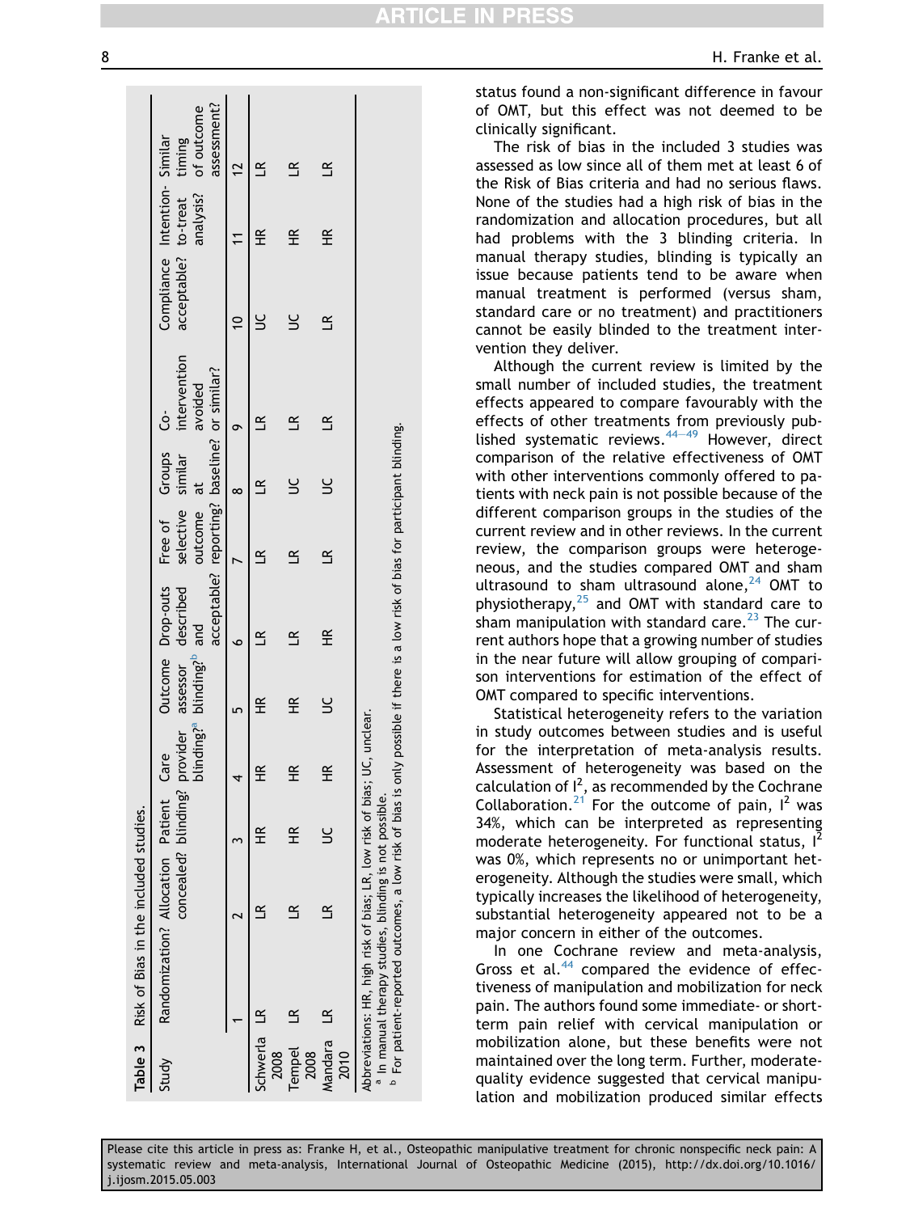**Table 3** Risk of Bias in the included studies.

| Study | Randomization? | Allocation concealed? | Patient blinding? | Care provider blinding?[a] | Outcome assessor blinding?[b] | Drop-outs described and acceptable? | Free of selective outcome reporting? | Groups similar at baseline? | Co-intervention avoided or similar? | Compliance acceptable? | Intention-to-treat analysis? | Similar timing of outcome assessment? |
|---|---|---|---|---|---|---|---|---|---|---|---|---|
| | 1 | 2 | 3 | 4 | 5 | 6 | 7 | 8 | 9 | 10 | 11 | 12 |
| Schwerla 2008 | LR | LR | HR | HR | HR | LR | LR | LR | LR | UC | HR | LR |
| Tempel 2008 | LR | LR | HR | HR | HR | LR | LR | UC | LR | UC | HR | LR |
| Mandara 2010 | LR | LR | UC | HR | UC | HR | LR | UC | LR | LR | HR | LR |

Abbreviations: HR, high risk of bias; LR, low risk of bias; UC, unclear.
[a] In manual therapy studies, blinding is not possible.
[b] For patient-reported outcomes, a low risk of bias is only possible if there is a low risk of bias for participant blinding.

status found a non-significant difference in favour of OMT, but this effect was not deemed to be clinically significant.

The risk of bias in the included 3 studies was assessed as low since all of them met at least 6 of the Risk of Bias criteria and had no serious flaws. None of the studies had a high risk of bias in the randomization and allocation procedures, but all had problems with the 3 blinding criteria. In manual therapy studies, blinding is typically an issue because patients tend to be aware when manual treatment is performed (versus sham, standard care or no treatment) and practitioners cannot be easily blinded to the treatment intervention they deliver.

Although the current review is limited by the small number of included studies, the treatment effects appeared to compare favourably with the effects of other treatments from previously published systematic reviews.[44–49] However, direct comparison of the relative effectiveness of OMT with other interventions commonly offered to patients with neck pain is not possible because of the different comparison groups in the studies of the current review and in other reviews. In the current review, the comparison groups were heterogeneous, and the studies compared OMT and sham ultrasound to sham ultrasound alone,[24] OMT to physiotherapy,[25] and OMT with standard care to sham manipulation with standard care.[23] The current authors hope that a growing number of studies in the near future will allow grouping of comparison interventions for estimation of the effect of OMT compared to specific interventions.

Statistical heterogeneity refers to the variation in study outcomes between studies and is useful for the interpretation of meta-analysis results. Assessment of heterogeneity was based on the calculation of $I^2$, as recommended by the Cochrane Collaboration.[21] For the outcome of pain, $I^2$ was 34%, which can be interpreted as representing moderate heterogeneity. For functional status, $I^2$ was 0%, which represents no or unimportant heterogeneity. Although the studies were small, which typically increases the likelihood of heterogeneity, substantial heterogeneity appeared not to be a major concern in either of the outcomes.

In one Cochrane review and meta-analysis, Gross et al.[44] compared the evidence of effectiveness of manipulation and mobilization for neck pain. The authors found some immediate- or short-term pain relief with cervical manipulation or mobilization alone, but these benefits were not maintained over the long term. Further, moderate-quality evidence suggested that cervical manipulation and mobilization produced similar effects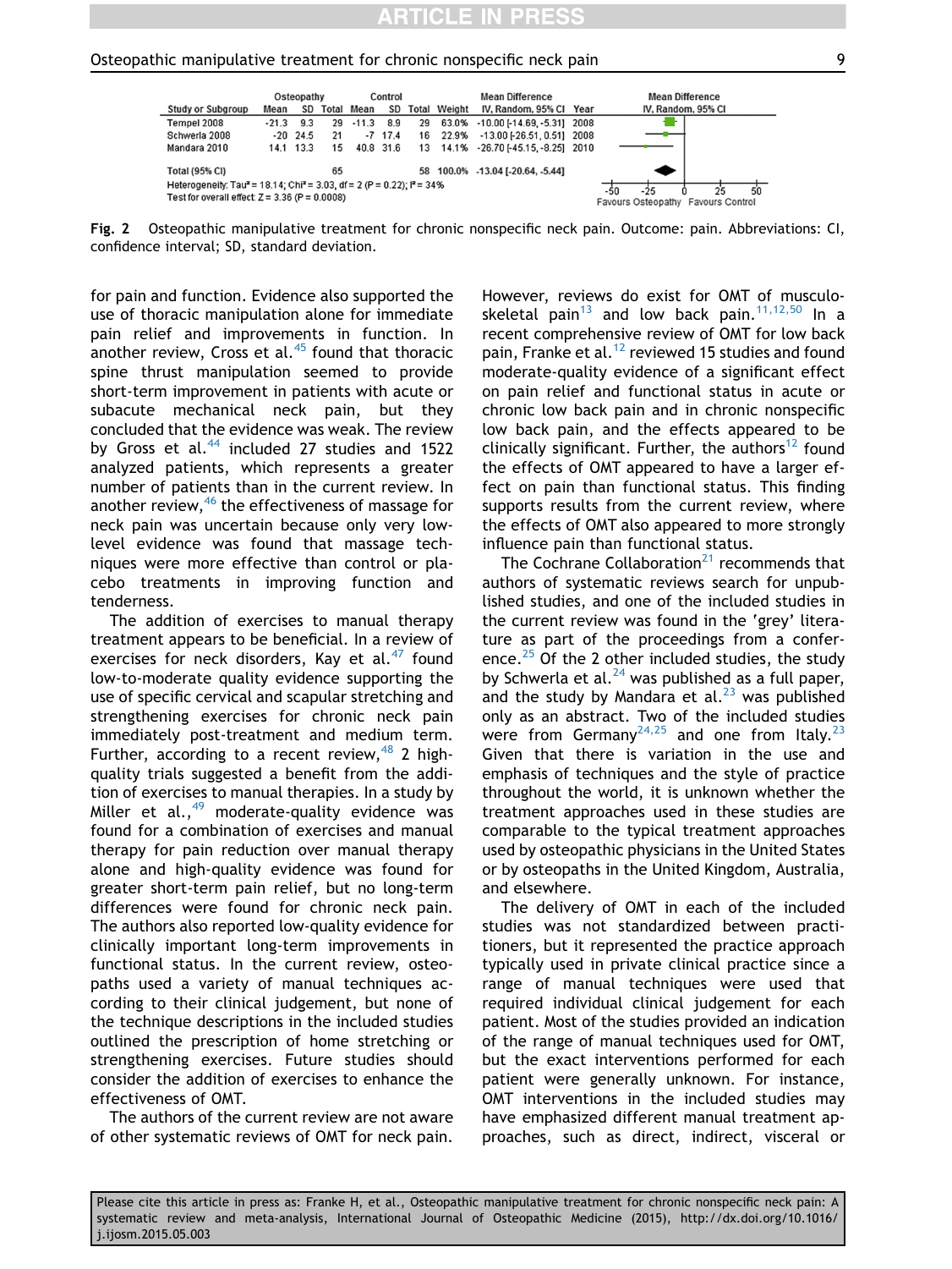| Study or Subgroup | Osteopathy Mean | Osteopathy SD | Osteopathy Total | Control Mean | Control SD | Control Total | Weight | Mean Difference IV, Random, 95% CI | Year |
|---|---|---|---|---|---|---|---|---|---|
| Tempel 2008 | -21.3 | 9.3 | 29 | -11.3 | 8.9 | 29 | 63.0% | -10.00 [-14.69, -5.31] | 2008 |
| Schwerla 2008 | -20 | 24.5 | 21 | -7 | 17.4 | 16 | 22.9% | -13.00 [-26.51, 0.51] | 2008 |
| Mandara 2010 | 14.1 | 13.3 | 15 | 40.8 | 31.6 | 13 | 14.1% | -26.70 [-45.15, -8.25] | 2010 |
| Total (95% CI) | | | 65 | | | 58 | 100.0% | -13.04 [-20.64, -5.44] | |

Heterogeneity: Tau² = 18.14; Chi² = 3.03, df = 2 (P = 0.22); I² = 34%
Test for overall effect: Z = 3.36 (P = 0.0008)

Favours Osteopathy | Favours Control

**Fig. 2** Osteopathic manipulative treatment for chronic nonspecific neck pain. Outcome: pain. Abbreviations: CI, confidence interval; SD, standard deviation.

for pain and function. Evidence also supported the use of thoracic manipulation alone for immediate pain relief and improvements in function. In another review, Cross et al.[45] found that thoracic spine thrust manipulation seemed to provide short-term improvement in patients with acute or subacute mechanical neck pain, but they concluded that the evidence was weak. The review by Gross et al.[44] included 27 studies and 1522 analyzed patients, which represents a greater number of patients than in the current review. In another review,[46] the effectiveness of massage for neck pain was uncertain because only very low-level evidence was found that massage techniques were more effective than control or placebo treatments in improving function and tenderness.

The addition of exercises to manual therapy treatment appears to be beneficial. In a review of exercises for neck disorders, Kay et al.[47] found low-to-moderate quality evidence supporting the use of specific cervical and scapular stretching and strengthening exercises for chronic neck pain immediately post-treatment and medium term. Further, according to a recent review,[48] 2 high-quality trials suggested a benefit from the addition of exercises to manual therapies. In a study by Miller et al.,[49] moderate-quality evidence was found for a combination of exercises and manual therapy for pain reduction over manual therapy alone and high-quality evidence was found for greater short-term pain relief, but no long-term differences were found for chronic neck pain. The authors also reported low-quality evidence for clinically important long-term improvements in functional status. In the current review, osteopaths used a variety of manual techniques according to their clinical judgement, but none of the technique descriptions in the included studies outlined the prescription of home stretching or strengthening exercises. Future studies should consider the addition of exercises to enhance the effectiveness of OMT.

The authors of the current review are not aware of other systematic reviews of OMT for neck pain. However, reviews do exist for OMT of musculoskeletal pain[13] and low back pain.[11,12,50] In a recent comprehensive review of OMT for low back pain, Franke et al.[12] reviewed 15 studies and found moderate-quality evidence of a significant effect on pain relief and functional status in acute or chronic low back pain and in chronic nonspecific low back pain, and the effects appeared to be clinically significant. Further, the authors[12] found the effects of OMT appeared to have a larger effect on pain than functional status. This finding supports results from the current review, where the effects of OMT also appeared to more strongly influence pain than functional status.

The Cochrane Collaboration[21] recommends that authors of systematic reviews search for unpublished studies, and one of the included studies in the current review was found in the 'grey' literature as part of the proceedings from a conference.[25] Of the 2 other included studies, the study by Schwerla et al.[24] was published as a full paper, and the study by Mandara et al.[23] was published only as an abstract. Two of the included studies were from Germany[24,25] and one from Italy.[23] Given that there is variation in the use and emphasis of techniques and the style of practice throughout the world, it is unknown whether the treatment approaches used in these studies are comparable to the typical treatment approaches used by osteopathic physicians in the United States or by osteopaths in the United Kingdom, Australia, and elsewhere.

The delivery of OMT in each of the included studies was not standardized between practitioners, but it represented the practice approach typically used in private clinical practice since a range of manual techniques were used that required individual clinical judgement for each patient. Most of the studies provided an indication of the range of manual techniques used for OMT, but the exact interventions performed for each patient were generally unknown. For instance, OMT interventions in the included studies may have emphasized different manual treatment approaches, such as direct, indirect, visceral or

Please cite this article in press as: Franke H, et al., Osteopathic manipulative treatment for chronic nonspecific neck pain: A systematic review and meta-analysis, International Journal of Osteopathic Medicine (2015), http://dx.doi.org/10.1016/j.ijosm.2015.05.003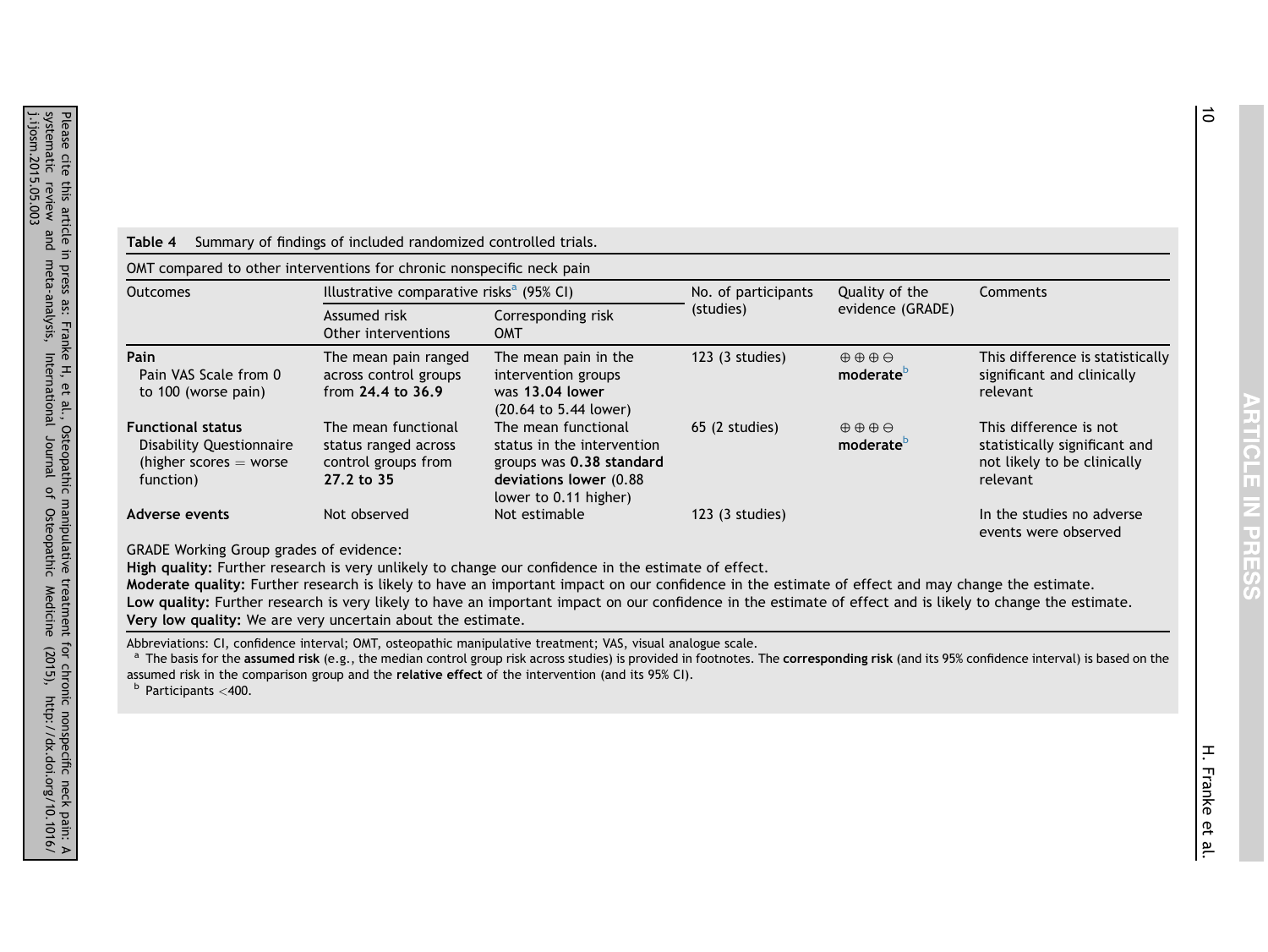**Table 4** Summary of findings of included randomized controlled trials.

OMT compared to other interventions for chronic nonspecific neck pain

| Outcomes | Illustrative comparative risks[a] (95% CI) | | No. of participants (studies) | Quality of the evidence (GRADE) | Comments |
|---|---|---|---|---|---|
| | Assumed risk Other interventions | Corresponding risk OMT | | | |
| **Pain** Pain VAS Scale from 0 to 100 (worse pain) | The mean pain ranged across control groups from **24.4 to 36.9** | The mean pain in the intervention groups was **13.04 lower** (20.64 to 5.44 lower) | 123 (3 studies) | ⊕⊕⊕⊖ **moderate**[b] | This difference is statistically significant and clinically relevant |
| **Functional status** Disability Questionnaire (higher scores = worse function) | The mean functional status ranged across control groups from **27.2 to 35** | The mean functional status in the intervention groups was **0.38 standard deviations lower** (0.88 lower to 0.11 higher) | 65 (2 studies) | ⊕⊕⊕⊖ **moderate**[b] | This difference is not statistically significant and not likely to be clinically relevant |
| **Adverse events** | Not observed | Not estimable | 123 (3 studies) | | In the studies no adverse events were observed |

GRADE Working Group grades of evidence:
**High quality:** Further research is very unlikely to change our confidence in the estimate of effect.
**Moderate quality:** Further research is likely to have an important impact on our confidence in the estimate of effect and may change the estimate.
**Low quality:** Further research is very likely to have an important impact on our confidence in the estimate of effect and is likely to change the estimate.
**Very low quality:** We are very uncertain about the estimate.

Abbreviations: CI, confidence interval; OMT, osteopathic manipulative treatment; VAS, visual analogue scale.
[a] The basis for the **assumed risk** (e.g., the median control group risk across studies) is provided in footnotes. The **corresponding risk** (and its 95% confidence interval) is based on the assumed risk in the comparison group and the **relative effect** of the intervention (and its 95% CI).
[b] Participants <400.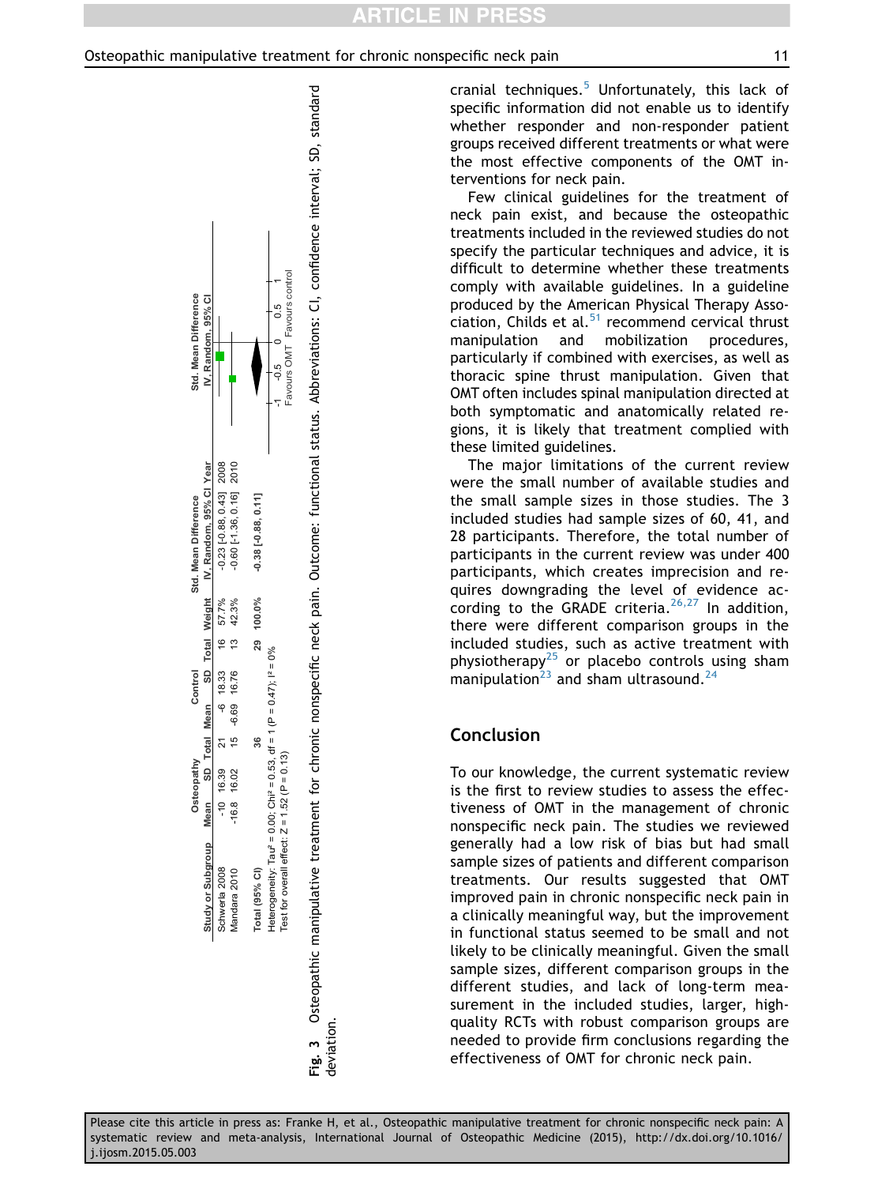| Study or Subgroup | Osteopathy | | | Control | | | Weight | Std. Mean Difference |
|---|---|---|---|---|---|---|---|---|
| | Mean | SD | Total | Mean | SD | Total | | IV, Random, 95% CI Year |
| Schwerla 2008 | -10 | 16.39 | 21 | -6 | 18.33 | 16 | 57.7% | -0.23 [-0.88, 0.43] 2008 |
| Mandara 2010 | -16.8 | 16.02 | 15 | -6.69 | 16.76 | 13 | 42.3% | -0.60 [-1.36, 0.16] 2010 |
| Total (95% CI) | | | 36 | | | 29 | 100.0% | -0.38 [-0.88, 0.11] |

Heterogeneity: Tau² = 0.00; Chi² = 0.53, df = 1 (P = 0.47); I² = 0%
Test for overall effect: Z = 1.52 (P = 0.13)

Std. Mean Difference IV, Random, 95% CI

-1 -0.5 0 0.5 1

Favours OMT Favours control

**Fig. 3** Osteopathic manipulative treatment for chronic nonspecific neck pain. Outcome: functional status. Abbreviations: CI, confidence interval; SD, standard deviation.

cranial techniques.[5] Unfortunately, this lack of specific information did not enable us to identify whether responder and non-responder patient groups received different treatments or what were the most effective components of the OMT interventions for neck pain.

Few clinical guidelines for the treatment of neck pain exist, and because the osteopathic treatments included in the reviewed studies do not specify the particular techniques and advice, it is difficult to determine whether these treatments comply with available guidelines. In a guideline produced by the American Physical Therapy Association, Childs et al.[51] recommend cervical thrust manipulation and mobilization procedures, particularly if combined with exercises, as well as thoracic spine thrust manipulation. Given that OMT often includes spinal manipulation directed at both symptomatic and anatomically related regions, it is likely that treatment complied with these limited guidelines.

The major limitations of the current review were the small number of available studies and the small sample sizes in those studies. The 3 included studies had sample sizes of 60, 41, and 28 participants. Therefore, the total number of participants in the current review was under 400 participants, which creates imprecision and requires downgrading the level of evidence according to the GRADE criteria.[26,27] In addition, there were different comparison groups in the included studies, such as active treatment with physiotherapy[25] or placebo controls using sham manipulation[23] and sham ultrasound.[24]

## Conclusion

To our knowledge, the current systematic review is the first to review studies to assess the effectiveness of OMT in the management of chronic nonspecific neck pain. The studies we reviewed generally had a low risk of bias but had small sample sizes of patients and different comparison treatments. Our results suggested that OMT improved pain in chronic nonspecific neck pain in a clinically meaningful way, but the improvement in functional status seemed to be small and not likely to be clinically meaningful. Given the small sample sizes, different comparison groups in the different studies, and lack of long-term measurement in the included studies, larger, high-quality RCTs with robust comparison groups are needed to provide firm conclusions regarding the effectiveness of OMT for chronic neck pain.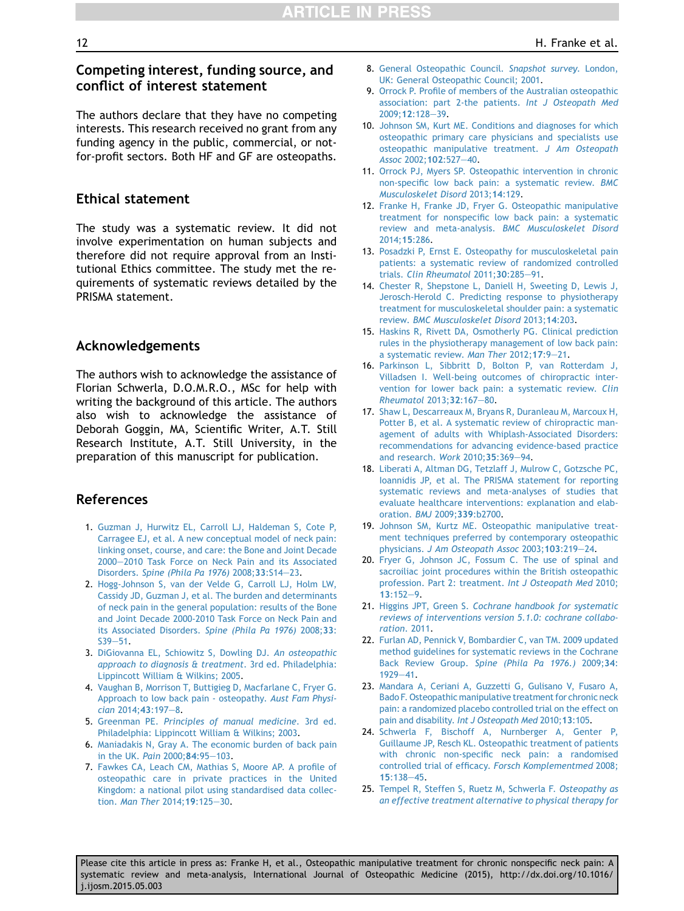## Competing interest, funding source, and conflict of interest statement

The authors declare that they have no competing interests. This research received no grant from any funding agency in the public, commercial, or not-for-profit sectors. Both HF and GF are osteopaths.

## Ethical statement

The study was a systematic review. It did not involve experimentation on human subjects and therefore did not require approval from an Institutional Ethics committee. The study met the requirements of systematic reviews detailed by the PRISMA statement.

## Acknowledgements

The authors wish to acknowledge the assistance of Florian Schwerla, D.O.M.R.O., MSc for help with writing the background of this article. The authors also wish to acknowledge the assistance of Deborah Goggin, MA, Scientific Writer, A.T. Still Research Institute, A.T. Still University, in the preparation of this manuscript for publication.

## References

1. Guzman J, Hurwitz EL, Carroll LJ, Haldeman S, Cote P, Carragee EJ, et al. A new conceptual model of neck pain: linking onset, course, and care: the Bone and Joint Decade 2000–2010 Task Force on Neck Pain and its Associated Disorders. *Spine (Phila Pa 1976)* 2008;**33**:S14–23.
2. Hogg-Johnson S, van der Velde G, Carroll LJ, Holm LW, Cassidy JD, Guzman J, et al. The burden and determinants of neck pain in the general population: results of the Bone and Joint Decade 2000-2010 Task Force on Neck Pain and its Associated Disorders. *Spine (Phila Pa 1976)* 2008;**33**: S39–51.
3. DiGiovanna EL, Schiowitz S, Dowling DJ. *An osteopathic approach to diagnosis & treatment*. 3rd ed. Philadelphia: Lippincott William & Wilkins; 2005.
4. Vaughan B, Morrison T, Buttigieg D, Macfarlane C, Fryer G. Approach to low back pain - osteopathy. *Aust Fam Physician* 2014;**43**:197–8.
5. Greenman PE. *Principles of manual medicine*. 3rd ed. Philadelphia: Lippincott William & Wilkins; 2003.
6. Maniadakis N, Gray A. The economic burden of back pain in the UK. *Pain* 2000;**84**:95–103.
7. Fawkes CA, Leach CM, Mathias S, Moore AP. A profile of osteopathic care in private practices in the United Kingdom: a national pilot using standardised data collection. *Man Ther* 2014;**19**:125–30.
8. General Osteopathic Council. *Snapshot survey*. London, UK: General Osteopathic Council; 2001.
9. Orrock P. Profile of members of the Australian osteopathic association: part 2-the patients. *Int J Osteopath Med* 2009;**12**:128–39.
10. Johnson SM, Kurt ME. Conditions and diagnoses for which osteopathic primary care physicians and specialists use osteopathic manipulative treatment. *J Am Osteopath Assoc* 2002;**102**:527–40.
11. Orrock PJ, Myers SP. Osteopathic intervention in chronic non-specific low back pain: a systematic review. *BMC Musculoskelet Disord* 2013;**14**:129.
12. Franke H, Franke JD, Fryer G. Osteopathic manipulative treatment for nonspecific low back pain: a systematic review and meta-analysis. *BMC Musculoskelet Disord* 2014;**15**:286.
13. Posadzki P, Ernst E. Osteopathy for musculoskeletal pain patients: a systematic review of randomized controlled trials. *Clin Rheumatol* 2011;**30**:285–91.
14. Chester R, Shepstone L, Daniell H, Sweeting D, Lewis J, Jerosch-Herold C. Predicting response to physiotherapy treatment for musculoskeletal shoulder pain: a systematic review. *BMC Musculoskelet Disord* 2013;**14**:203.
15. Haskins R, Rivett DA, Osmotherly PG. Clinical prediction rules in the physiotherapy management of low back pain: a systematic review. *Man Ther* 2012;**17**:9–21.
16. Parkinson L, Sibbritt D, Bolton P, van Rotterdam J, Villadsen I. Well-being outcomes of chiropractic intervention for lower back pain: a systematic review. *Clin Rheumatol* 2013;**32**:167–80.
17. Shaw L, Descarreaux M, Bryans R, Duranleau M, Marcoux H, Potter B, et al. A systematic review of chiropractic management of adults with Whiplash-Associated Disorders: recommendations for advancing evidence-based practice and research. *Work* 2010;**35**:369–94.
18. Liberati A, Altman DG, Tetzlaff J, Mulrow C, Gotzsche PC, Ioannidis JP, et al. The PRISMA statement for reporting systematic reviews and meta-analyses of studies that evaluate healthcare interventions: explanation and elaboration. *BMJ* 2009;**339**:b2700.
19. Johnson SM, Kurtz ME. Osteopathic manipulative treatment techniques preferred by contemporary osteopathic physicians. *J Am Osteopath Assoc* 2003;**103**:219–24.
20. Fryer G, Johnson JC, Fossum C. The use of spinal and sacroiliac joint procedures within the British osteopathic profession. Part 2: treatment. *Int J Osteopath Med* 2010; **13**:152–9.
21. Higgins JPT, Green S. *Cochrane handbook for systematic reviews of interventions version 5.1.0: cochrane collaboration*. 2011.
22. Furlan AD, Pennick V, Bombardier C, van TM. 2009 updated method guidelines for systematic reviews in the Cochrane Back Review Group. *Spine (Phila Pa 1976.)* 2009;**34**: 1929–41.
23. Mandara A, Ceriani A, Guzzetti G, Gulisano V, Fusaro A, Bado F. Osteopathic manipulative treatment for chronic neck pain: a randomized placebo controlled trial on the effect on pain and disability. *Int J Osteopath Med* 2010;**13**:105.
24. Schwerla F, Bischoff A, Nurnberger A, Genter P, Guillaume JP, Resch KL. Osteopathic treatment of patients with chronic non-specific neck pain: a randomised controlled trial of efficacy. *Forsch Komplementmed* 2008; **15**:138–45.
25. Tempel R, Steffen S, Ruetz M, Schwerla F. *Osteopathy as an effective treatment alternative to physical therapy for*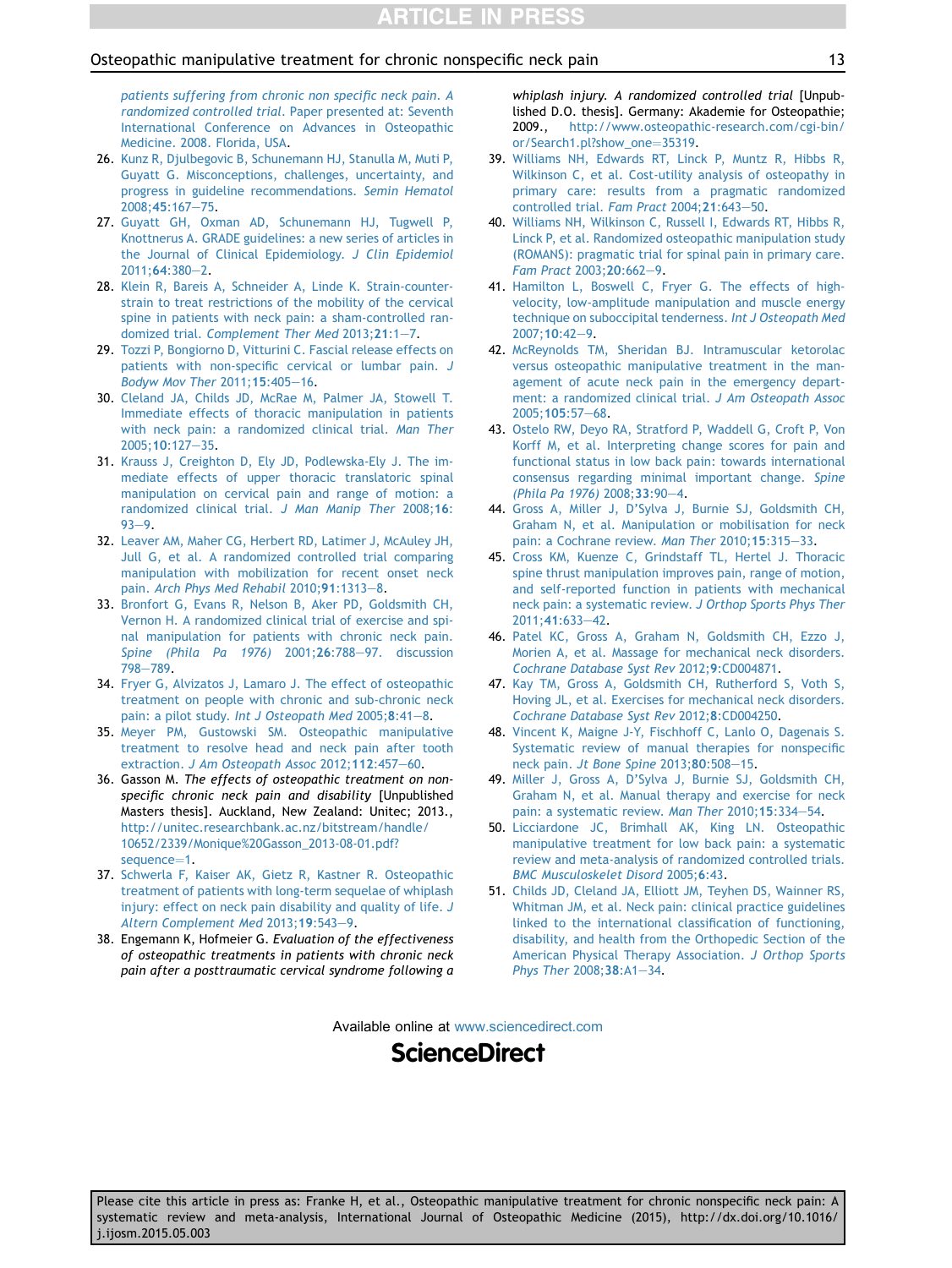patients suffering from chronic non specific neck pain. A randomized controlled trial. Paper presented at: Seventh International Conference on Advances in Osteopathic Medicine. 2008. Florida, USA.

26. Kunz R, Djulbegovic B, Schunemann HJ, Stanulla M, Muti P, Guyatt G. Misconceptions, challenges, uncertainty, and progress in guideline recommendations. *Semin Hematol* 2008;**45**:167–75.
27. Guyatt GH, Oxman AD, Schunemann HJ, Tugwell P, Knottnerus A. GRADE guidelines: a new series of articles in the Journal of Clinical Epidemiology. *J Clin Epidemiol* 2011;**64**:380–2.
28. Klein R, Bareis A, Schneider A, Linde K. Strain-counterstrain to treat restrictions of the mobility of the cervical spine in patients with neck pain: a sham-controlled randomized trial. *Complement Ther Med* 2013;**21**:1–7.
29. Tozzi P, Bongiorno D, Vitturini C. Fascial release effects on patients with non-specific cervical or lumbar pain. *J Bodyw Mov Ther* 2011;**15**:405–16.
30. Cleland JA, Childs JD, McRae M, Palmer JA, Stowell T. Immediate effects of thoracic manipulation in patients with neck pain: a randomized clinical trial. *Man Ther* 2005;**10**:127–35.
31. Krauss J, Creighton D, Ely JD, Podlewska-Ely J. The immediate effects of upper thoracic translatoric spinal manipulation on cervical pain and range of motion: a randomized clinical trial. *J Man Manip Ther* 2008;**16**: 93–9.
32. Leaver AM, Maher CG, Herbert RD, Latimer J, McAuley JH, Jull G, et al. A randomized controlled trial comparing manipulation with mobilization for recent onset neck pain. *Arch Phys Med Rehabil* 2010;**91**:1313–8.
33. Bronfort G, Evans R, Nelson B, Aker PD, Goldsmith CH, Vernon H. A randomized clinical trial of exercise and spinal manipulation for patients with chronic neck pain. *Spine (Phila Pa 1976)* 2001;**26**:788–97. discussion 798–789.
34. Fryer G, Alvizatos J, Lamaro J. The effect of osteopathic treatment on people with chronic and sub-chronic neck pain: a pilot study. *Int J Osteopath Med* 2005;**8**:41–8.
35. Meyer PM, Gustowski SM. Osteopathic manipulative treatment to resolve head and neck pain after tooth extraction. *J Am Osteopath Assoc* 2012;**112**:457–60.
36. Gasson M. *The effects of osteopathic treatment on non-specific chronic neck pain and disability* [Unpublished Masters thesis]. Auckland, New Zealand: Unitec; 2013., http://unitec.researchbank.ac.nz/bitstream/handle/10652/2339/Monique%20Gasson_2013-08-01.pdf?sequence=1.
37. Schwerla F, Kaiser AK, Gietz R, Kastner R. Osteopathic treatment of patients with long-term sequelae of whiplash injury: effect on neck pain disability and quality of life. *J Altern Complement Med* 2013;**19**:543–9.
38. Engemann K, Hofmeier G. *Evaluation of the effectiveness of osteopathic treatments in patients with chronic neck pain after a posttraumatic cervical syndrome following a whiplash injury. A randomized controlled trial* [Unpublished D.O. thesis]. Germany: Akademie for Osteopathie; 2009., http://www.osteopathic-research.com/cgi-bin/or/Search1.pl?show_one=35319.
39. Williams NH, Edwards RT, Linck P, Muntz R, Hibbs R, Wilkinson C, et al. Cost-utility analysis of osteopathy in primary care: results from a pragmatic randomized controlled trial. *Fam Pract* 2004;**21**:643–50.
40. Williams NH, Wilkinson C, Russell I, Edwards RT, Hibbs R, Linck P, et al. Randomized osteopathic manipulation study (ROMANS): pragmatic trial for spinal pain in primary care. *Fam Pract* 2003;**20**:662–9.
41. Hamilton L, Boswell C, Fryer G. The effects of high-velocity, low-amplitude manipulation and muscle energy technique on suboccipital tenderness. *Int J Osteopath Med* 2007;**10**:42–9.
42. McReynolds TM, Sheridan BJ. Intramuscular ketorolac versus osteopathic manipulative treatment in the management of acute neck pain in the emergency department: a randomized clinical trial. *J Am Osteopath Assoc* 2005;**105**:57–68.
43. Ostelo RW, Deyo RA, Stratford P, Waddell G, Croft P, Von Korff M, et al. Interpreting change scores for pain and functional status in low back pain: towards international consensus regarding minimal important change. *Spine (Phila Pa 1976)* 2008;**33**:90–4.
44. Gross A, Miller J, D'Sylva J, Burnie SJ, Goldsmith CH, Graham N, et al. Manipulation or mobilisation for neck pain: a Cochrane review. *Man Ther* 2010;**15**:315–33.
45. Cross KM, Kuenze C, Grindstaff TL, Hertel J. Thoracic spine thrust manipulation improves pain, range of motion, and self-reported function in patients with mechanical neck pain: a systematic review. *J Orthop Sports Phys Ther* 2011;**41**:633–42.
46. Patel KC, Gross A, Graham N, Goldsmith CH, Ezzo J, Morien A, et al. Massage for mechanical neck disorders. *Cochrane Database Syst Rev* 2012;**9**:CD004871.
47. Kay TM, Gross A, Goldsmith CH, Rutherford S, Voth S, Hoving JL, et al. Exercises for mechanical neck disorders. *Cochrane Database Syst Rev* 2012;**8**:CD004250.
48. Vincent K, Maigne J-Y, Fischhoff C, Lanlo O, Dagenais S. Systematic review of manual therapies for nonspecific neck pain. *Jt Bone Spine* 2013;**80**:508–15.
49. Miller J, Gross A, D'Sylva J, Burnie SJ, Goldsmith CH, Graham N, et al. Manual therapy and exercise for neck pain: a systematic review. *Man Ther* 2010;**15**:334–54.
50. Licciardone JC, Brimhall AK, King LN. Osteopathic manipulative treatment for low back pain: a systematic review and meta-analysis of randomized controlled trials. *BMC Musculoskelet Disord* 2005;**6**:43.
51. Childs JD, Cleland JA, Elliott JM, Teyhen DS, Wainner RS, Whitman JM, et al. Neck pain: clinical practice guidelines linked to the international classification of functioning, disability, and health from the Orthopedic Section of the American Physical Therapy Association. *J Orthop Sports Phys Ther* 2008;**38**:A1–34.

Available online at www.sciencedirect.com

**ScienceDirect**

Please cite this article in press as: Franke H, et al., Osteopathic manipulative treatment for chronic nonspecific neck pain: A systematic review and meta-analysis, International Journal of Osteopathic Medicine (2015), http://dx.doi.org/10.1016/j.ijosm.2015.05.003